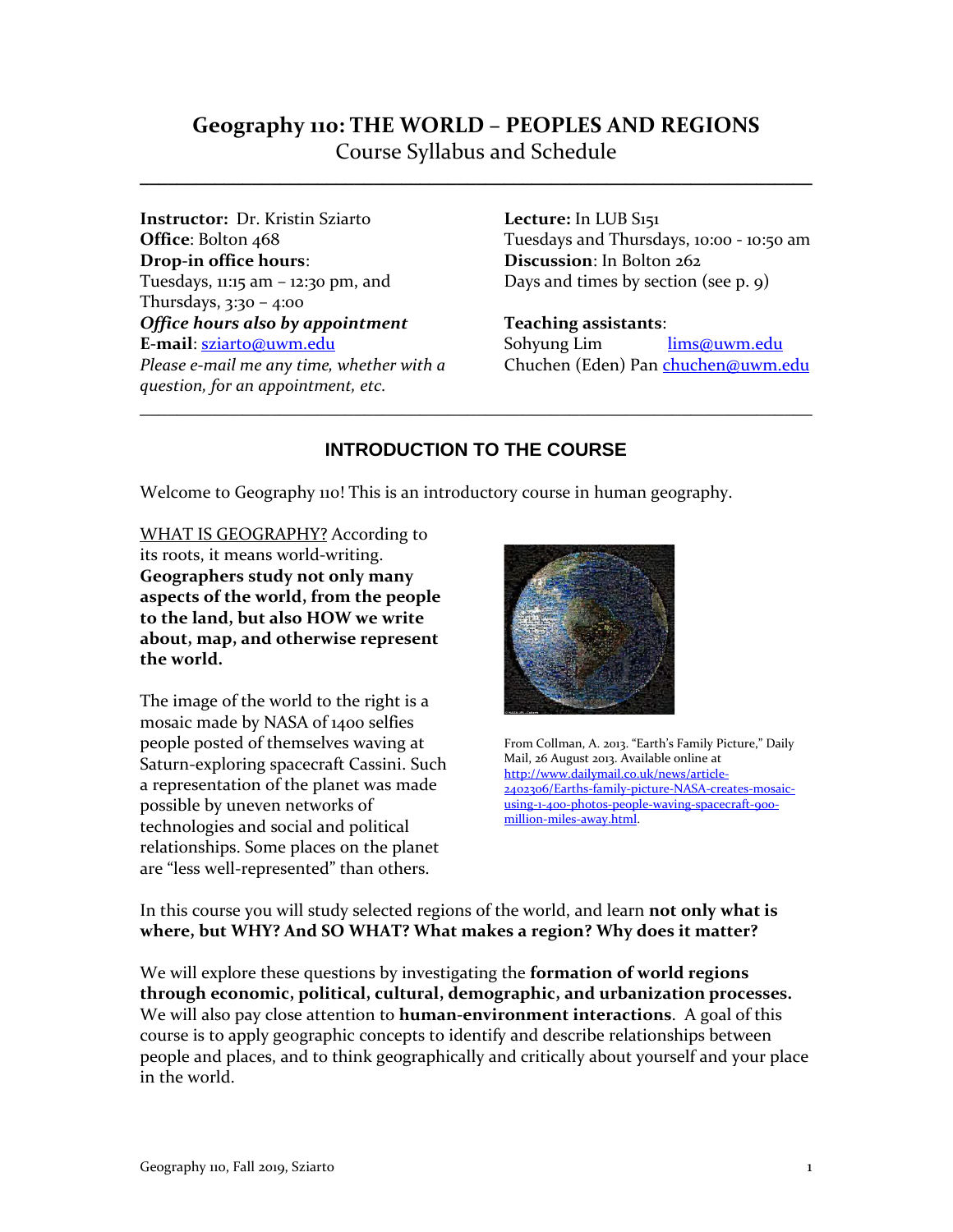# Geography 110: THE WORLD – PEOPLES AND REGIONS

Course Syllabus and Schedule

---

**Instructor:** Dr. Kristin Sziarto
**Office**: Bolton 468
**Drop-in office hours**:
Tuesdays, 11:15 am – 12:30 pm, and
Thursdays, 3:30 – 4:00
***Office hours also by appointment***
**E-mail**: sziarto@uwm.edu
*Please e-mail me any time, whether with a question, for an appointment, etc.*

**Lecture:** In LUB S151
Tuesdays and Thursdays, 10:00 - 10:50 am
**Discussion**: In Bolton 262
Days and times by section (see p. 9)

**Teaching assistants**:
Sohyung Lim lims@uwm.edu
Chuchen (Eden) Pan chuchen@uwm.edu

---

## INTRODUCTION TO THE COURSE

Welcome to Geography 110! This is an introductory course in human geography.

WHAT IS GEOGRAPHY? According to its roots, it means world-writing. **Geographers study not only many aspects of the world, from the people to the land, but also HOW we write about, map, and otherwise represent the world.**

The image of the world to the right is a mosaic made by NASA of 1400 selfies people posted of themselves waving at Saturn-exploring spacecraft Cassini. Such a representation of the planet was made possible by uneven networks of technologies and social and political relationships. Some places on the planet are "less well-represented" than others.

From Collman, A. 2013. "Earth's Family Picture," Daily Mail, 26 August 2013. Available online at http://www.dailymail.co.uk/news/article-2402306/Earths-family-picture-NASA-creates-mosaic-using-1-400-photos-people-waving-spacecraft-900-million-miles-away.html.

In this course you will study selected regions of the world, and learn **not only what is where, but WHY? And SO WHAT? What makes a region? Why does it matter?**

We will explore these questions by investigating the **formation of world regions through economic, political, cultural, demographic, and urbanization processes.** We will also pay close attention to **human-environment interactions**. A goal of this course is to apply geographic concepts to identify and describe relationships between people and places, and to think geographically and critically about yourself and your place in the world.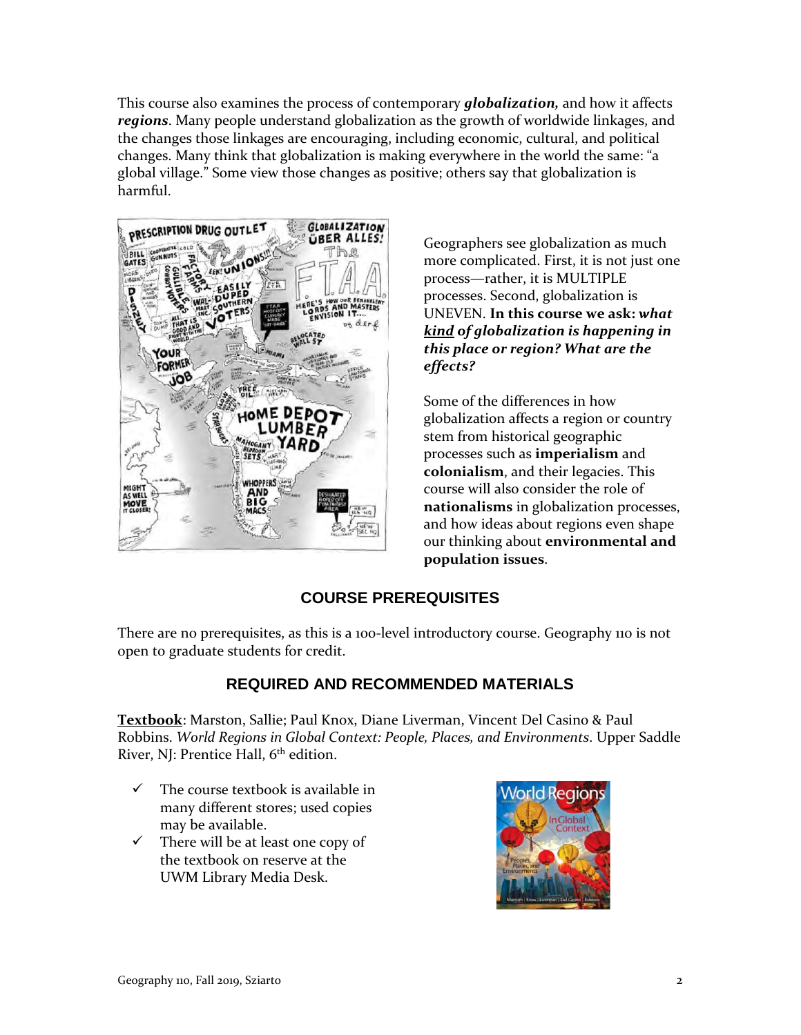This course also examines the process of contemporary ***globalization,*** and how it affects ***regions***. Many people understand globalization as the growth of worldwide linkages, and the changes those linkages are encouraging, including economic, cultural, and political changes. Many think that globalization is making everywhere in the world the same: "a global village." Some view those changes as positive; others say that globalization is harmful.

Geographers see globalization as much more complicated. First, it is not just one process—rather, it is MULTIPLE processes. Second, globalization is UNEVEN. **In this course we ask:** ***what <u>kind</u> of globalization is happening in this place or region? What are the effects?***

Some of the differences in how globalization affects a region or country stem from historical geographic processes such as **imperialism** and **colonialism**, and their legacies. This course will also consider the role of **nationalisms** in globalization processes, and how ideas about regions even shape our thinking about **environmental and population issues**.

## COURSE PREREQUISITES

There are no prerequisites, as this is a 100-level introductory course. Geography 110 is not open to graduate students for credit.

## REQUIRED AND RECOMMENDED MATERIALS

**<u>Textbook</u>**: Marston, Sallie; Paul Knox, Diane Liverman, Vincent Del Casino & Paul Robbins. *World Regions in Global Context: People, Places, and Environments*. Upper Saddle River, NJ: Prentice Hall, 6th edition.

- ✓ The course textbook is available in many different stores; used copies may be available.
- ✓ There will be at least one copy of the textbook on reserve at the UWM Library Media Desk.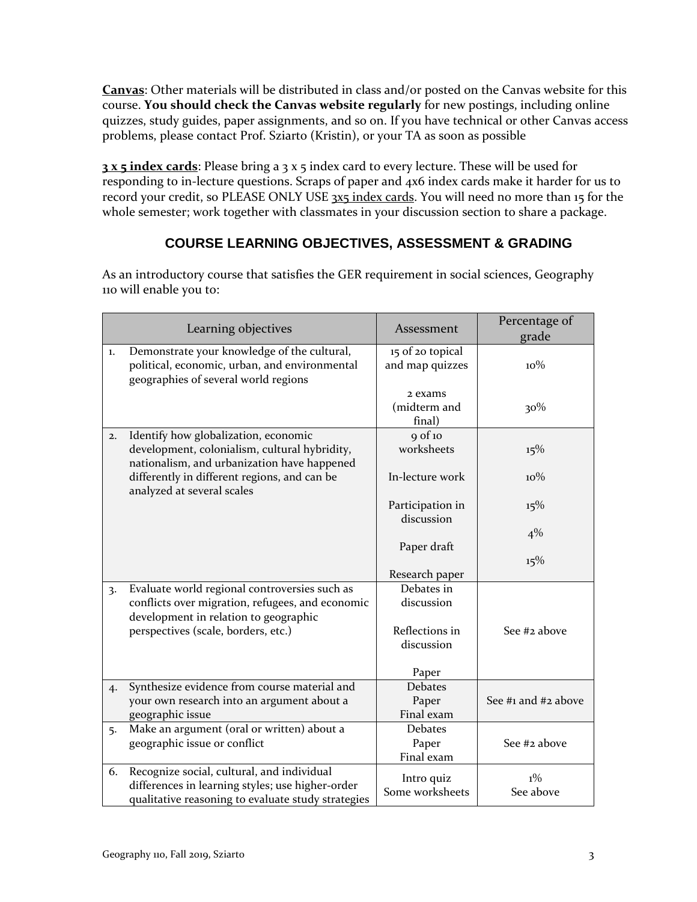**Canvas**: Other materials will be distributed in class and/or posted on the Canvas website for this course. **You should check the Canvas website regularly** for new postings, including online quizzes, study guides, paper assignments, and so on. If you have technical or other Canvas access problems, please contact Prof. Sziarto (Kristin), or your TA as soon as possible

**3 x 5 index cards**: Please bring a 3 x 5 index card to every lecture. These will be used for responding to in-lecture questions. Scraps of paper and 4x6 index cards make it harder for us to record your credit, so PLEASE ONLY USE 3x5 index cards. You will need no more than 15 for the whole semester; work together with classmates in your discussion section to share a package.

## COURSE LEARNING OBJECTIVES, ASSESSMENT & GRADING

As an introductory course that satisfies the GER requirement in social sciences, Geography 110 will enable you to:

| Learning objectives | Assessment | Percentage of grade |
|---|---|---|
| 1. Demonstrate your knowledge of the cultural, political, economic, urban, and environmental geographies of several world regions | 15 of 20 topical and map quizzes<br><br>2 exams (midterm and final) | 10%<br><br>30% |
| 2. Identify how globalization, economic development, colonialism, cultural hybridity, nationalism, and urbanization have happened differently in different regions, and can be analyzed at several scales | 9 of 10 worksheets<br><br>In-lecture work<br><br>Participation in discussion<br><br>Paper draft<br><br>Research paper | 15%<br><br>10%<br><br>15%<br><br>4%<br><br>15% |
| 3. Evaluate world regional controversies such as conflicts over migration, refugees, and economic development in relation to geographic perspectives (scale, borders, etc.) | Debates in discussion<br><br>Reflections in discussion<br><br>Paper | See #2 above |
| 4. Synthesize evidence from course material and your own research into an argument about a geographic issue | Debates<br>Paper<br>Final exam | See #1 and #2 above |
| 5. Make an argument (oral or written) about a geographic issue or conflict | Debates<br>Paper<br>Final exam | See #2 above |
| 6. Recognize social, cultural, and individual differences in learning styles; use higher-order qualitative reasoning to evaluate study strategies | Intro quiz<br>Some worksheets | 1%<br>See above |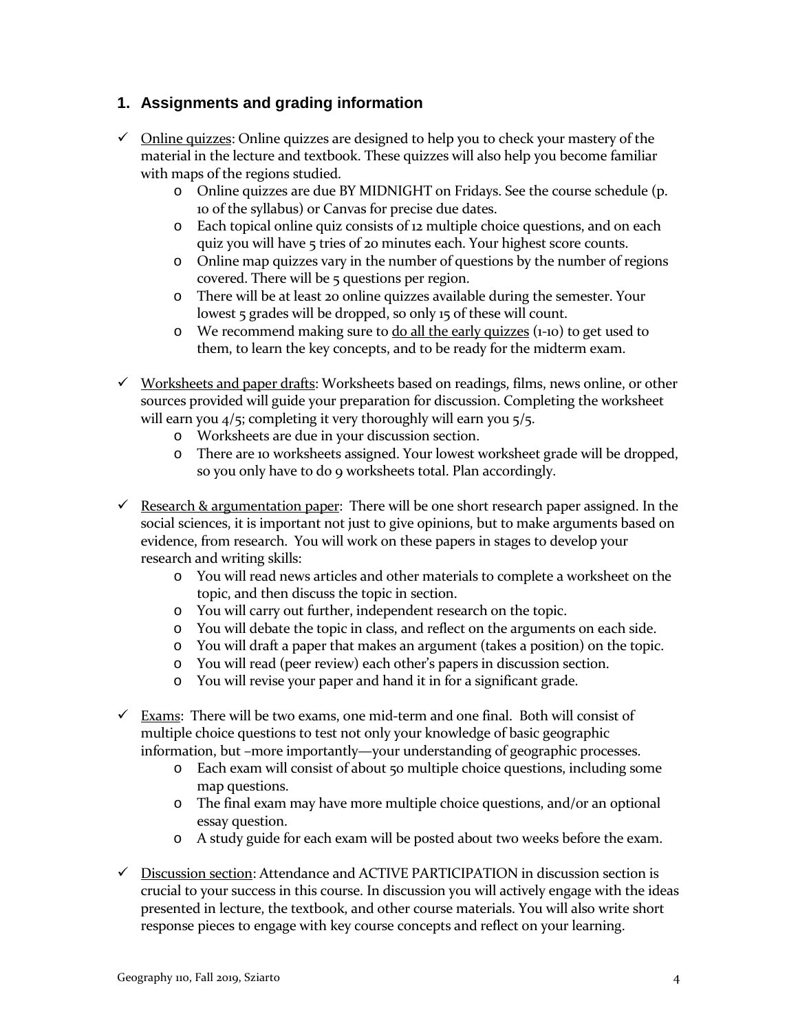## 1. Assignments and grading information

- ✓ <u>Online quizzes</u>: Online quizzes are designed to help you to check your mastery of the material in the lecture and textbook. These quizzes will also help you become familiar with maps of the regions studied.
  - Online quizzes are due BY MIDNIGHT on Fridays. See the course schedule (p. 10 of the syllabus) or Canvas for precise due dates.
  - Each topical online quiz consists of 12 multiple choice questions, and on each quiz you will have 5 tries of 20 minutes each. Your highest score counts.
  - Online map quizzes vary in the number of questions by the number of regions covered. There will be 5 questions per region.
  - There will be at least 20 online quizzes available during the semester. Your lowest 5 grades will be dropped, so only 15 of these will count.
  - We recommend making sure to <u>do all the early quizzes</u> (1-10) to get used to them, to learn the key concepts, and to be ready for the midterm exam.

- ✓ <u>Worksheets and paper drafts</u>: Worksheets based on readings, films, news online, or other sources provided will guide your preparation for discussion. Completing the worksheet will earn you 4/5; completing it very thoroughly will earn you 5/5.
  - Worksheets are due in your discussion section.
  - There are 10 worksheets assigned. Your lowest worksheet grade will be dropped, so you only have to do 9 worksheets total. Plan accordingly.

- ✓ <u>Research & argumentation paper</u>: There will be one short research paper assigned. In the social sciences, it is important not just to give opinions, but to make arguments based on evidence, from research. You will work on these papers in stages to develop your research and writing skills:
  - You will read news articles and other materials to complete a worksheet on the topic, and then discuss the topic in section.
  - You will carry out further, independent research on the topic.
  - You will debate the topic in class, and reflect on the arguments on each side.
  - You will draft a paper that makes an argument (takes a position) on the topic.
  - You will read (peer review) each other's papers in discussion section.
  - You will revise your paper and hand it in for a significant grade.

- ✓ <u>Exams</u>: There will be two exams, one mid-term and one final. Both will consist of multiple choice questions to test not only your knowledge of basic geographic information, but –more importantly—your understanding of geographic processes.
  - Each exam will consist of about 50 multiple choice questions, including some map questions.
  - The final exam may have more multiple choice questions, and/or an optional essay question.
  - A study guide for each exam will be posted about two weeks before the exam.

- ✓ <u>Discussion section</u>: Attendance and ACTIVE PARTICIPATION in discussion section is crucial to your success in this course. In discussion you will actively engage with the ideas presented in lecture, the textbook, and other course materials. You will also write short response pieces to engage with key course concepts and reflect on your learning.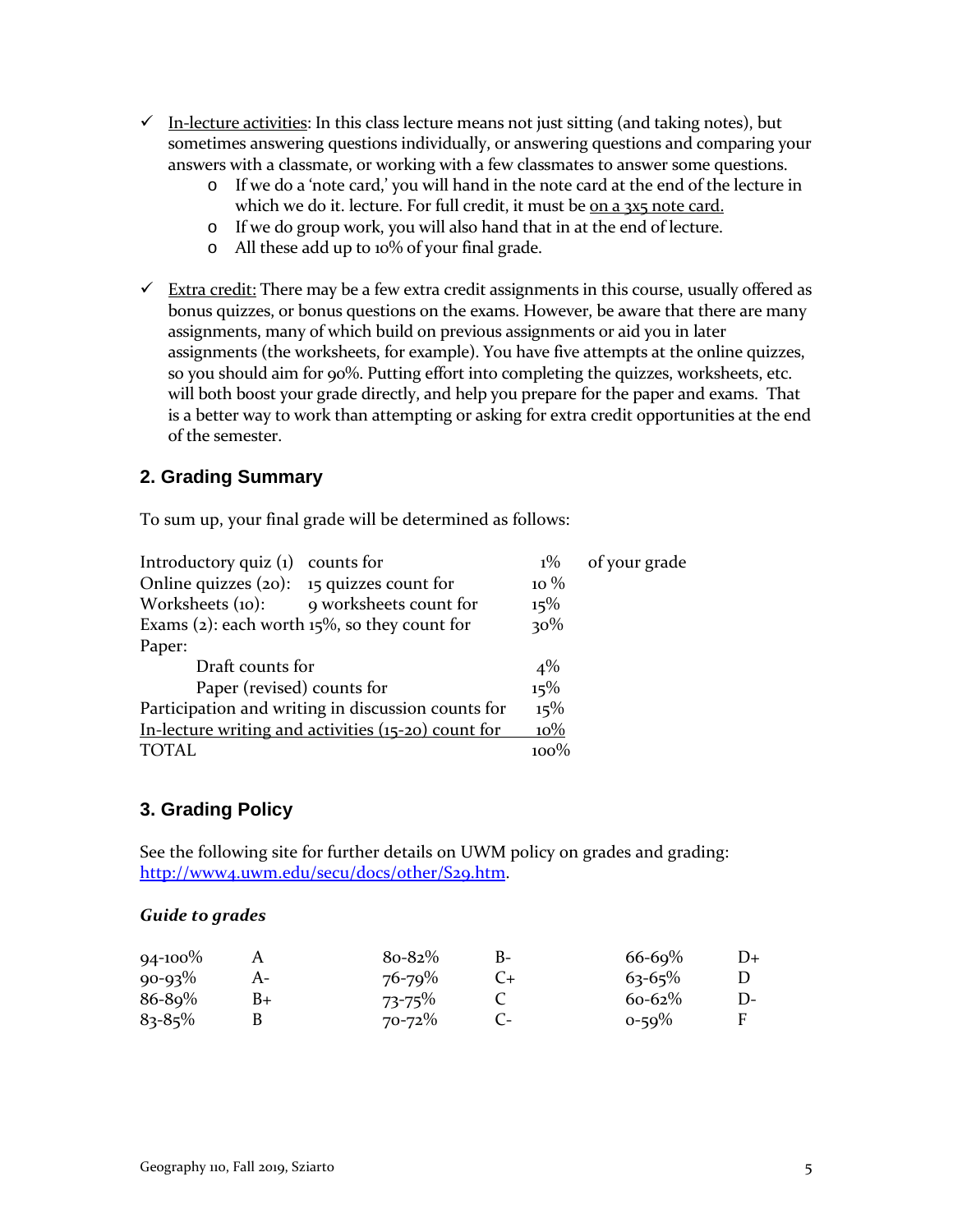- ✓ In-lecture activities: In this class lecture means not just sitting (and taking notes), but sometimes answering questions individually, or answering questions and comparing your answers with a classmate, or working with a few classmates to answer some questions.
  - If we do a 'note card,' you will hand in the note card at the end of the lecture in which we do it. lecture. For full credit, it must be on a 3x5 note card.
  - If we do group work, you will also hand that in at the end of lecture.
  - All these add up to 10% of your final grade.

- ✓ Extra credit: There may be a few extra credit assignments in this course, usually offered as bonus quizzes, or bonus questions on the exams. However, be aware that there are many assignments, many of which build on previous assignments or aid you in later assignments (the worksheets, for example). You have five attempts at the online quizzes, so you should aim for 90%. Putting effort into completing the quizzes, worksheets, etc. will both boost your grade directly, and help you prepare for the paper and exams. That is a better way to work than attempting or asking for extra credit opportunities at the end of the semester.

## 2. Grading Summary

To sum up, your final grade will be determined as follows:

| | | | |
|---|---|---|---|
| Introductory quiz (1) | counts for | 1% | of your grade |
| Online quizzes (20): | 15 quizzes count for | 10 % | |
| Worksheets (10): | 9 worksheets count for | 15% | |
| Exams (2): each worth 15%, so they count for | | 30% | |
| Paper: | | | |
| Draft counts for | | 4% | |
| Paper (revised) counts for | | 15% | |
| Participation and writing in discussion counts for | | 15% | |
| In-lecture writing and activities (15-20) count for | | 10% | |
| TOTAL | | 100% | |

## 3. Grading Policy

See the following site for further details on UWM policy on grades and grading: http://www4.uwm.edu/secu/docs/other/S29.htm.

***Guide to grades***

| | | | | | |
|---|---|---|---|---|---|
| 94-100% | A | 80-82% | B- | 66-69% | D+ |
| 90-93% | A- | 76-79% | C+ | 63-65% | D |
| 86-89% | B+ | 73-75% | C | 60-62% | D- |
| 83-85% | B | 70-72% | C- | 0-59% | F |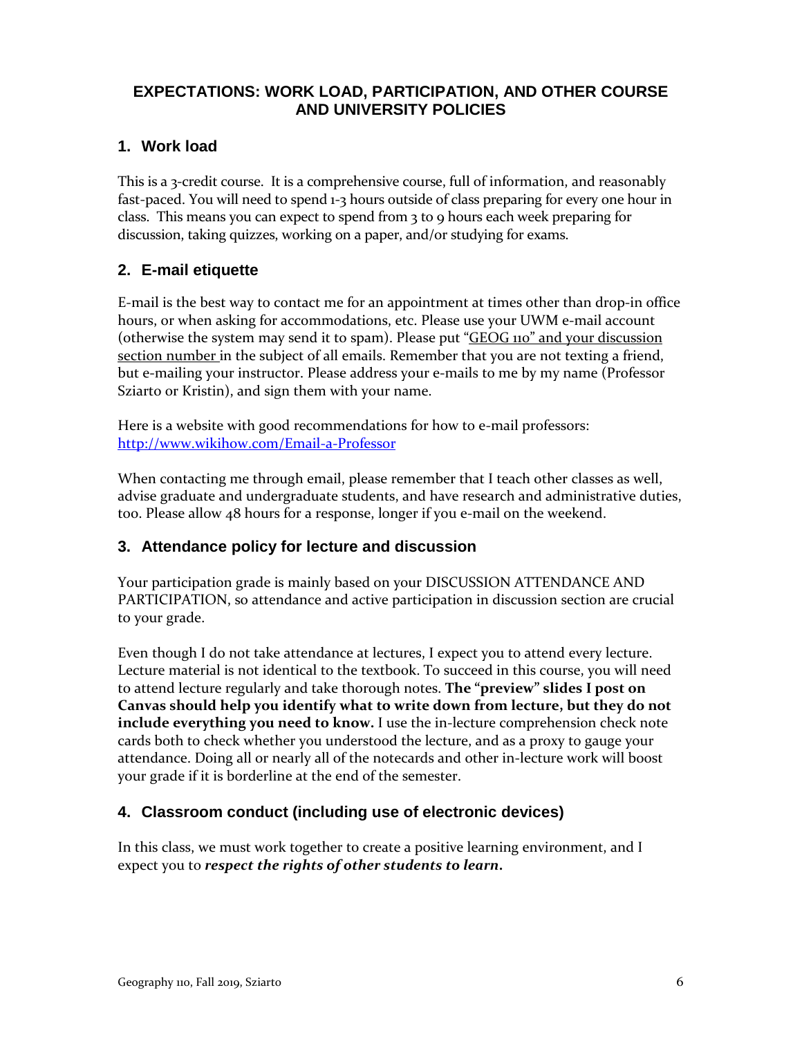## EXPECTATIONS: WORK LOAD, PARTICIPATION, AND OTHER COURSE AND UNIVERSITY POLICIES

### 1. Work load

This is a 3-credit course. It is a comprehensive course, full of information, and reasonably fast-paced. You will need to spend 1-3 hours outside of class preparing for every one hour in class. This means you can expect to spend from 3 to 9 hours each week preparing for discussion, taking quizzes, working on a paper, and/or studying for exams.

### 2. E-mail etiquette

E-mail is the best way to contact me for an appointment at times other than drop-in office hours, or when asking for accommodations, etc. Please use your UWM e-mail account (otherwise the system may send it to spam). Please put "GEOG 110" and your discussion section number in the subject of all emails. Remember that you are not texting a friend, but e-mailing your instructor. Please address your e-mails to me by my name (Professor Sziarto or Kristin), and sign them with your name.

Here is a website with good recommendations for how to e-mail professors: [http://www.wikihow.com/Email-a-Professor](http://www.wikihow.com/Email-a-Professor)

When contacting me through email, please remember that I teach other classes as well, advise graduate and undergraduate students, and have research and administrative duties, too. Please allow 48 hours for a response, longer if you e-mail on the weekend.

### 3. Attendance policy for lecture and discussion

Your participation grade is mainly based on your DISCUSSION ATTENDANCE AND PARTICIPATION, so attendance and active participation in discussion section are crucial to your grade.

Even though I do not take attendance at lectures, I expect you to attend every lecture. Lecture material is not identical to the textbook. To succeed in this course, you will need to attend lecture regularly and take thorough notes. **The "preview" slides I post on Canvas should help you identify what to write down from lecture, but they do not include everything you need to know.** I use the in-lecture comprehension check note cards both to check whether you understood the lecture, and as a proxy to gauge your attendance. Doing all or nearly all of the notecards and other in-lecture work will boost your grade if it is borderline at the end of the semester.

### 4. Classroom conduct (including use of electronic devices)

In this class, we must work together to create a positive learning environment, and I expect you to ***respect the rights of other students to learn***.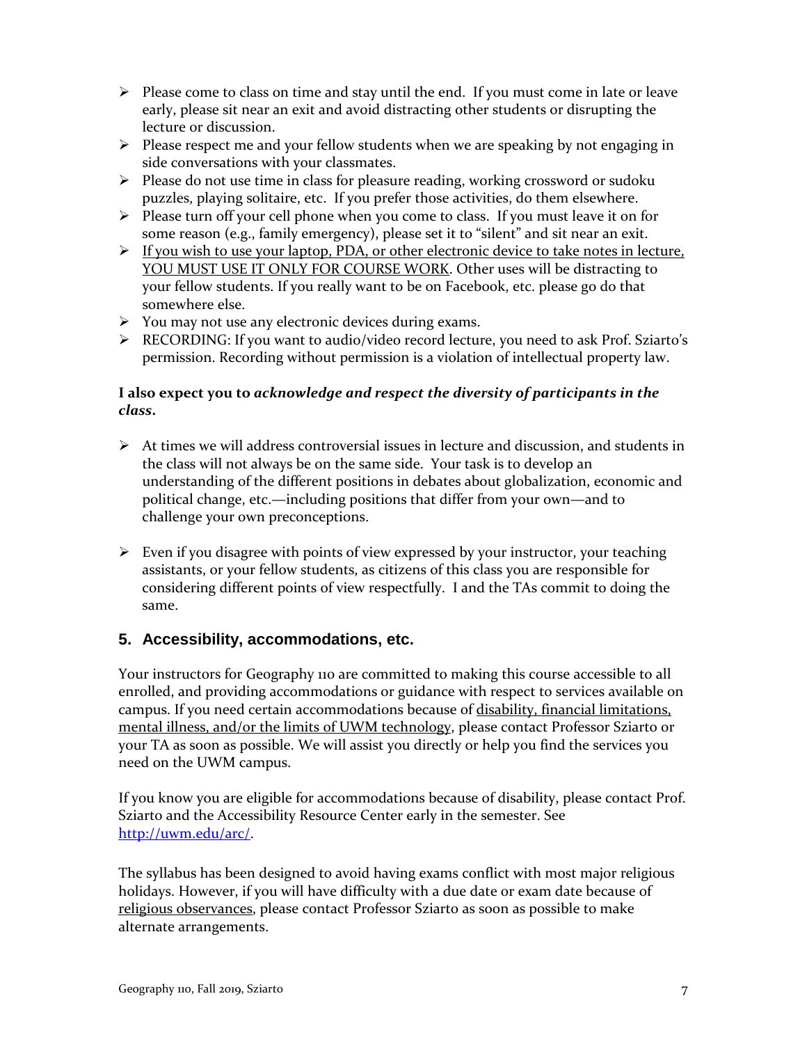- Please come to class on time and stay until the end. If you must come in late or leave early, please sit near an exit and avoid distracting other students or disrupting the lecture or discussion.
- Please respect me and your fellow students when we are speaking by not engaging in side conversations with your classmates.
- Please do not use time in class for pleasure reading, working crossword or sudoku puzzles, playing solitaire, etc. If you prefer those activities, do them elsewhere.
- Please turn off your cell phone when you come to class. If you must leave it on for some reason (e.g., family emergency), please set it to "silent" and sit near an exit.
- <u>If you wish to use your laptop, PDA, or other electronic device to take notes in lecture, YOU MUST USE IT ONLY FOR COURSE WORK</u>. Other uses will be distracting to your fellow students. If you really want to be on Facebook, etc. please go do that somewhere else.
- You may not use any electronic devices during exams.
- RECORDING: If you want to audio/video record lecture, you need to ask Prof. Sziarto's permission. Recording without permission is a violation of intellectual property law.

**I also expect you to *acknowledge and respect the diversity of participants in the class*.**

- At times we will address controversial issues in lecture and discussion, and students in the class will not always be on the same side. Your task is to develop an understanding of the different positions in debates about globalization, economic and political change, etc.—including positions that differ from your own—and to challenge your own preconceptions.

- Even if you disagree with points of view expressed by your instructor, your teaching assistants, or your fellow students, as citizens of this class you are responsible for considering different points of view respectfully. I and the TAs commit to doing the same.

## 5. Accessibility, accommodations, etc.

Your instructors for Geography 110 are committed to making this course accessible to all enrolled, and providing accommodations or guidance with respect to services available on campus. If you need certain accommodations because of <u>disability, financial limitations, mental illness, and/or the limits of UWM technology</u>, please contact Professor Sziarto or your TA as soon as possible. We will assist you directly or help you find the services you need on the UWM campus.

If you know you are eligible for accommodations because of disability, please contact Prof. Sziarto and the Accessibility Resource Center early in the semester. See [http://uwm.edu/arc/](http://uwm.edu/arc/).

The syllabus has been designed to avoid having exams conflict with most major religious holidays. However, if you will have difficulty with a due date or exam date because of <u>religious observances</u>, please contact Professor Sziarto as soon as possible to make alternate arrangements.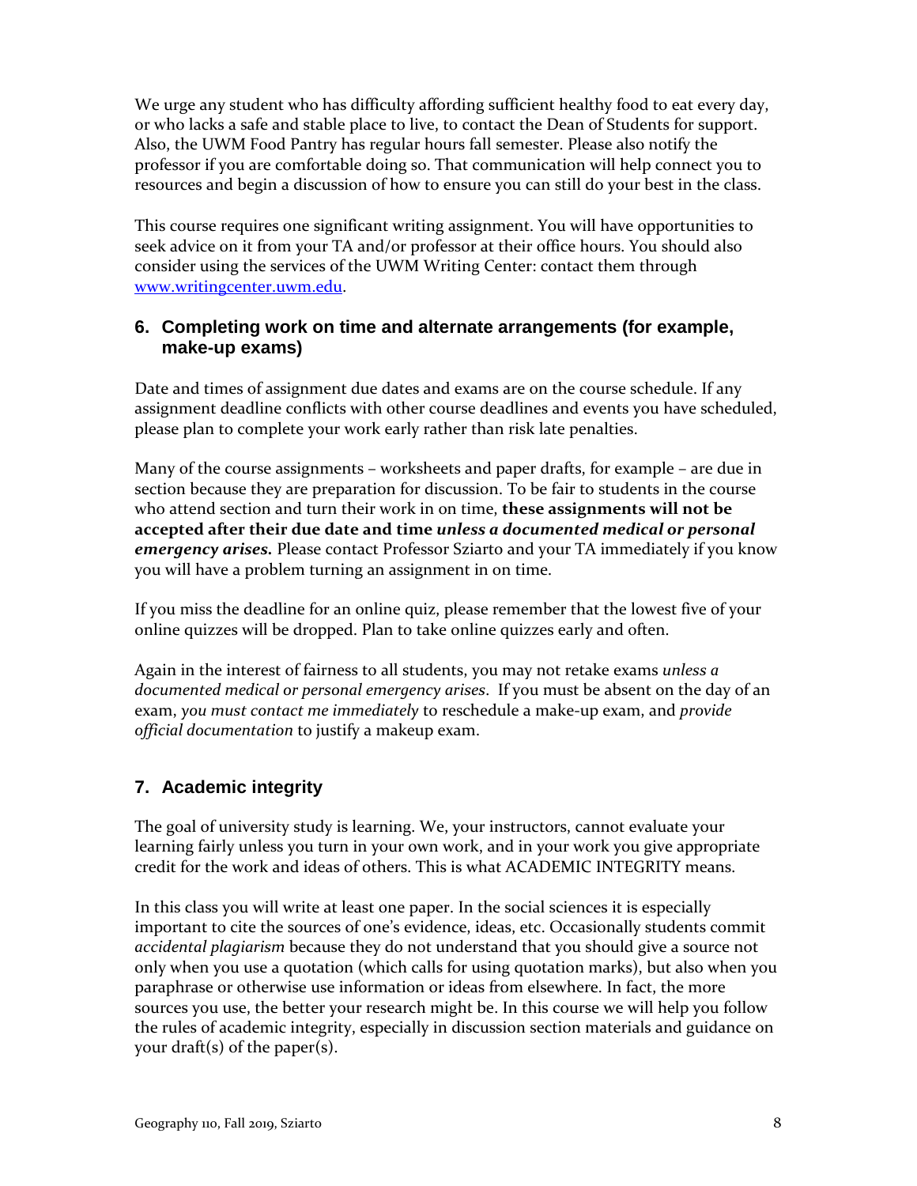We urge any student who has difficulty affording sufficient healthy food to eat every day, or who lacks a safe and stable place to live, to contact the Dean of Students for support. Also, the UWM Food Pantry has regular hours fall semester. Please also notify the professor if you are comfortable doing so. That communication will help connect you to resources and begin a discussion of how to ensure you can still do your best in the class.

This course requires one significant writing assignment. You will have opportunities to seek advice on it from your TA and/or professor at their office hours. You should also consider using the services of the UWM Writing Center: contact them through [www.writingcenter.uwm.edu](http://www.writingcenter.uwm.edu).

## 6. Completing work on time and alternate arrangements (for example, make-up exams)

Date and times of assignment due dates and exams are on the course schedule. If any assignment deadline conflicts with other course deadlines and events you have scheduled, please plan to complete your work early rather than risk late penalties.

Many of the course assignments – worksheets and paper drafts, for example – are due in section because they are preparation for discussion. To be fair to students in the course who attend section and turn their work in on time, **these assignments will not be accepted after their due date and time *unless a documented medical or personal emergency arises.*** Please contact Professor Sziarto and your TA immediately if you know you will have a problem turning an assignment in on time.

If you miss the deadline for an online quiz, please remember that the lowest five of your online quizzes will be dropped. Plan to take online quizzes early and often.

Again in the interest of fairness to all students, you may not retake exams *unless a documented medical or personal emergency arises*. If you must be absent on the day of an exam, *you must contact me immediately* to reschedule a make-up exam, and *provide official documentation* to justify a makeup exam.

## 7. Academic integrity

The goal of university study is learning. We, your instructors, cannot evaluate your learning fairly unless you turn in your own work, and in your work you give appropriate credit for the work and ideas of others. This is what ACADEMIC INTEGRITY means.

In this class you will write at least one paper. In the social sciences it is especially important to cite the sources of one's evidence, ideas, etc. Occasionally students commit *accidental plagiarism* because they do not understand that you should give a source not only when you use a quotation (which calls for using quotation marks), but also when you paraphrase or otherwise use information or ideas from elsewhere. In fact, the more sources you use, the better your research might be. In this course we will help you follow the rules of academic integrity, especially in discussion section materials and guidance on your draft(s) of the paper(s).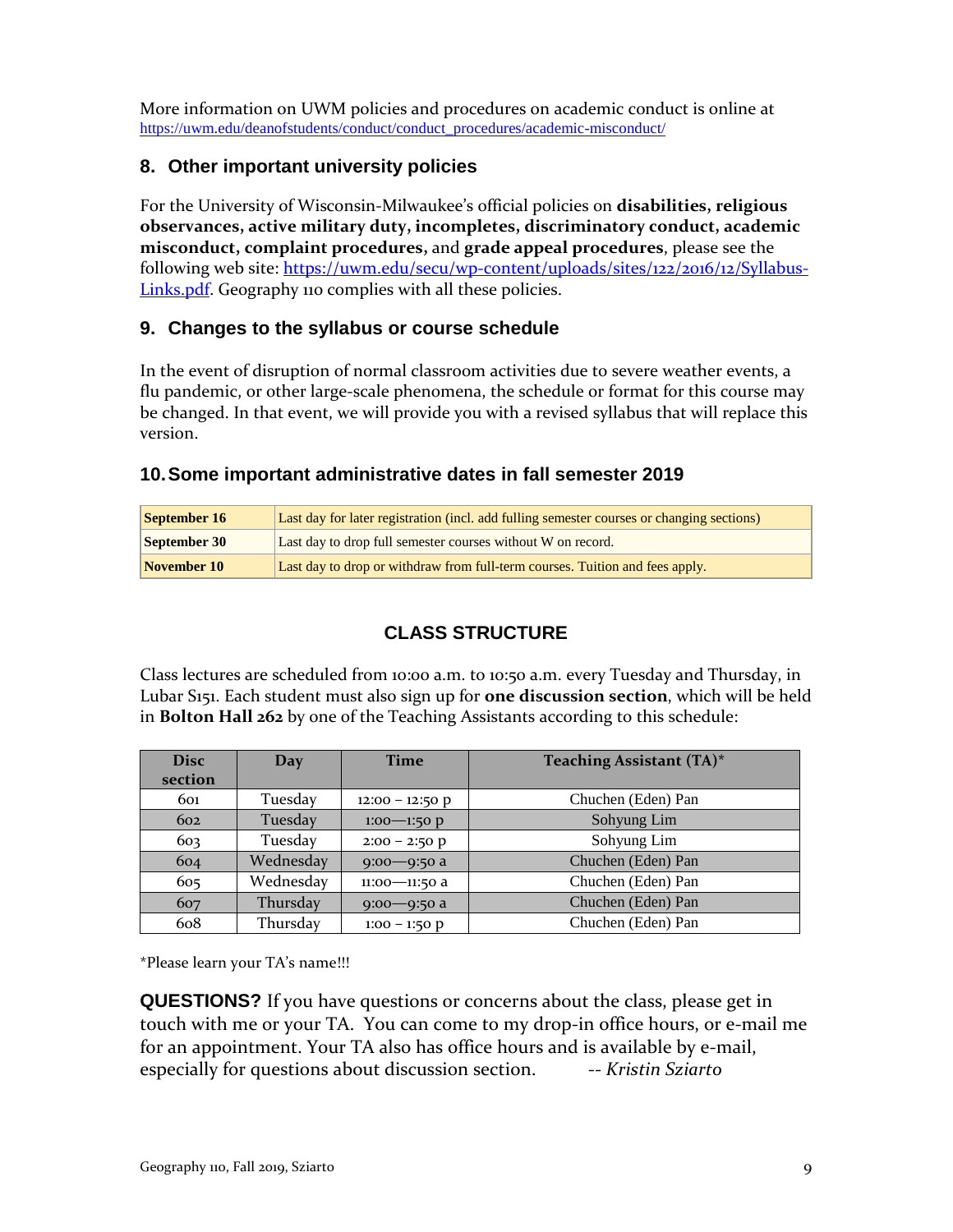More information on UWM policies and procedures on academic conduct is online at https://uwm.edu/deanofstudents/conduct/conduct_procedures/academic-misconduct/

## 8. Other important university policies

For the University of Wisconsin-Milwaukee's official policies on **disabilities, religious observances, active military duty, incompletes, discriminatory conduct, academic misconduct, complaint procedures,** and **grade appeal procedures**, please see the following web site: https://uwm.edu/secu/wp-content/uploads/sites/122/2016/12/Syllabus-Links.pdf. Geography 110 complies with all these policies.

## 9. Changes to the syllabus or course schedule

In the event of disruption of normal classroom activities due to severe weather events, a flu pandemic, or other large-scale phenomena, the schedule or format for this course may be changed. In that event, we will provide you with a revised syllabus that will replace this version.

## 10. Some important administrative dates in fall semester 2019

| | |
|---|---|
| **September 16** | Last day for later registration (incl. add fulling semester courses or changing sections) |
| **September 30** | Last day to drop full semester courses without W on record. |
| **November 10** | Last day to drop or withdraw from full-term courses. Tuition and fees apply. |

## CLASS STRUCTURE

Class lectures are scheduled from 10:00 a.m. to 10:50 a.m. every Tuesday and Thursday, in Lubar S151. Each student must also sign up for **one discussion section**, which will be held in **Bolton Hall 262** by one of the Teaching Assistants according to this schedule:

| Disc section | Day | Time | Teaching Assistant (TA)* |
|---|---|---|---|
| 601 | Tuesday | 12:00 – 12:50 p | Chuchen (Eden) Pan |
| 602 | Tuesday | 1:00—1:50 p | Sohyung Lim |
| 603 | Tuesday | 2:00 – 2:50 p | Sohyung Lim |
| 604 | Wednesday | 9:00—9:50 a | Chuchen (Eden) Pan |
| 605 | Wednesday | 11:00—11:50 a | Chuchen (Eden) Pan |
| 607 | Thursday | 9:00—9:50 a | Chuchen (Eden) Pan |
| 608 | Thursday | 1:00 – 1:50 p | Chuchen (Eden) Pan |

*Please learn your TA's name!!!

**QUESTIONS?** If you have questions or concerns about the class, please get in touch with me or your TA. You can come to my drop-in office hours, or e-mail me for an appointment. Your TA also has office hours and is available by e-mail, especially for questions about discussion section. *-- Kristin Sziarto*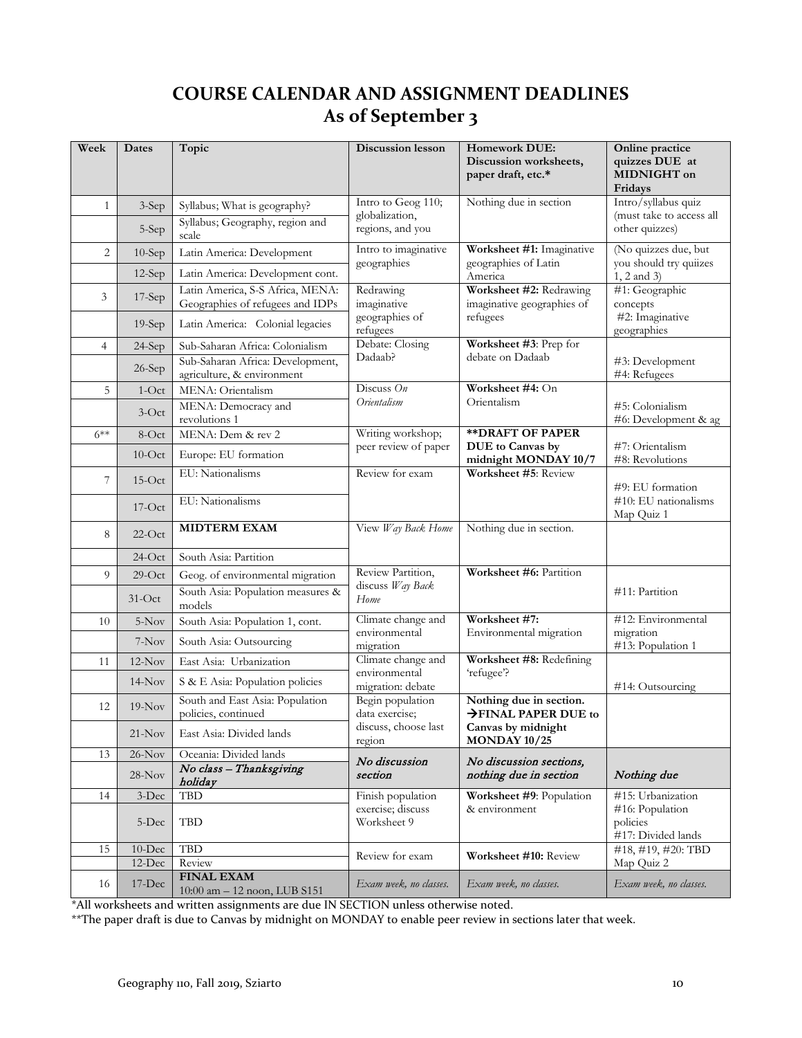# COURSE CALENDAR AND ASSIGNMENT DEADLINES
## As of September 3

| Week | Dates | Topic | Discussion lesson | Homework DUE: Discussion worksheets, paper draft, etc.* | Online practice quizzes DUE at MIDNIGHT on Fridays |
|---|---|---|---|---|---|
| 1 | 3-Sep | Syllabus; What is geography? | Intro to Geog 110; globalization, regions, and you | Nothing due in section | Intro/syllabus quiz (must take to access all other quizzes) |
| | 5-Sep | Syllabus; Geography, region and scale | | | |
| 2 | 10-Sep | Latin America: Development | Intro to imaginative geographies | **Worksheet #1:** Imaginative geographies of Latin America | (No quizzes due, but you should try quiizes 1, 2 and 3) |
| | 12-Sep | Latin America: Development cont. | | | |
| 3 | 17-Sep | Latin America, S-S Africa, MENA: Geographies of refugees and IDPs | Redrawing imaginative geographies of refugees | **Worksheet #2:** Redrawing imaginative geographies of refugees | #1: Geographic concepts<br>#2: Imaginative geographies |
| | 19-Sep | Latin America: Colonial legacies | | | |
| 4 | 24-Sep | Sub-Saharan Africa: Colonialism | Debate: Closing Dadaab? | **Worksheet #3**: Prep for debate on Dadaab | #3: Development<br>#4: Refugees |
| | 26-Sep | Sub-Saharan Africa: Development, agriculture, & environment | | | |
| 5 | 1-Oct | MENA: Orientalism | Discuss *On Orientalism* | **Worksheet #4:** On Orientalism | #5: Colonialism<br>#6: Development & ag |
| | 3-Oct | MENA: Democracy and revolutions 1 | | | |
| 6** | 8-Oct | MENA: Dem & rev 2 | Writing workshop; peer review of paper | **\*\*DRAFT OF PAPER DUE to Canvas by midnight MONDAY 10/7** | #7: Orientalism<br>#8: Revolutions |
| | 10-Oct | Europe: EU formation | | | |
| 7 | 15-Oct | EU: Nationalisms | Review for exam | **Worksheet #5**: Review | #9: EU formation<br>#10: EU nationalisms<br>Map Quiz 1 |
| | 17-Oct | EU: Nationalisms | | | |
| 8 | 22-Oct | **MIDTERM EXAM** | View *Way Back Home* | Nothing due in section. | |
| | 24-Oct | South Asia: Partition | | | |
| 9 | 29-Oct | Geog. of environmental migration | Review Partition, discuss *Way Back Home* | **Worksheet #6:** Partition | #11: Partition |
| | 31-Oct | South Asia: Population measures & models | | | |
| 10 | 5-Nov | South Asia: Population 1, cont. | Climate change and environmental migration | **Worksheet #7:** Environmental migration | #12: Environmental migration<br>#13: Population 1 |
| | 7-Nov | South Asia: Outsourcing | | | |
| 11 | 12-Nov | East Asia: Urbanization | Climate change and environmental migration: debate | **Worksheet #8:** Redefining 'refugee'? | #14: Outsourcing |
| | 14-Nov | S & E Asia: Population policies | | | |
| 12 | 19-Nov | South and East Asia: Population policies, continued | Begin population data exercise; discuss, choose last region | **Nothing due in section. →FINAL PAPER DUE to Canvas by midnight MONDAY 10/25** | |
| | 21-Nov | East Asia: Divided lands | | | |
| 13 | 26-Nov | Oceania: Divided lands | *No discussion section* | *No discussion sections, nothing due in section* | *Nothing due* |
| | 28-Nov | *No class – Thanksgiving holiday* | | | |
| 14 | 3-Dec | TBD | Finish population exercise; discuss Worksheet 9 | **Worksheet #9**: Population & environment | #15: Urbanization<br>#16: Population policies<br>#17: Divided lands |
| | 5-Dec | TBD | | | |
| 15 | 10-Dec | TBD | Review for exam | **Worksheet #10:** Review | #18, #19, #20: TBD<br>Map Quiz 2 |
| | 12-Dec | Review | | | |
| 16 | 17-Dec | **FINAL EXAM**<br>10:00 am – 12 noon, LUB S151 | *Exam week, no classes.* | *Exam week, no classes.* | *Exam week, no classes.* |

*All worksheets and written assignments are due IN SECTION unless otherwise noted.

**The paper draft is due to Canvas by midnight on MONDAY to enable peer review in sections later that week.